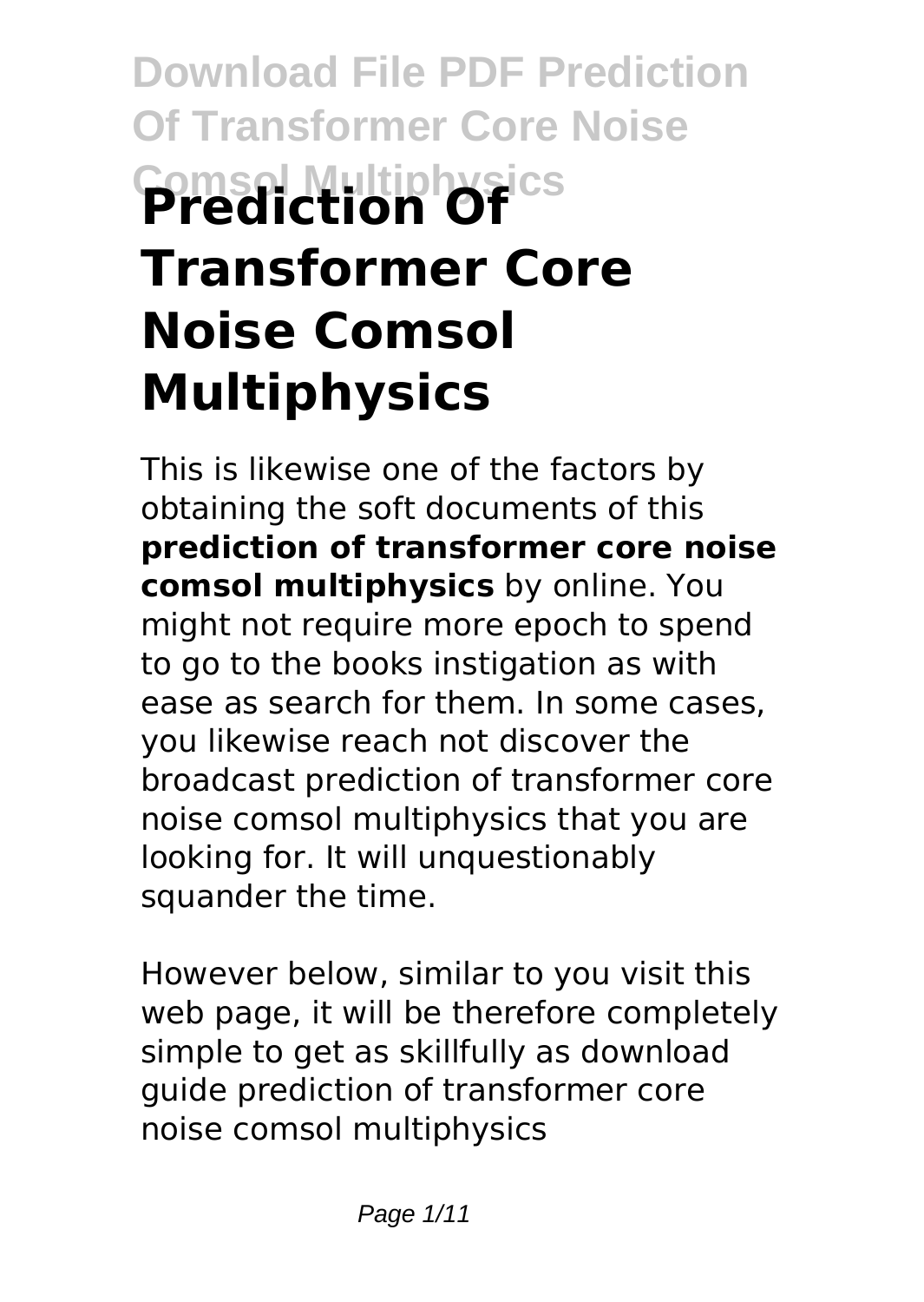# Prediction Of Transformer Core Noise Comsol Multiphysics

This is likewise one of the factors by obtaining the soft documents of this **prediction of transformer core noise comsol multiphysics** by online. You might not require more epoch to spend to go to the books instigation as with ease as search for them. In some cases, you likewise reach not discover the broadcast prediction of transformer core noise comsol multiphysics that you are looking for. It will unquestionably squander the time.

However below, similar to you visit this web page, it will be therefore completely simple to get as skillfully as download guide prediction of transformer core noise comsol multiphysics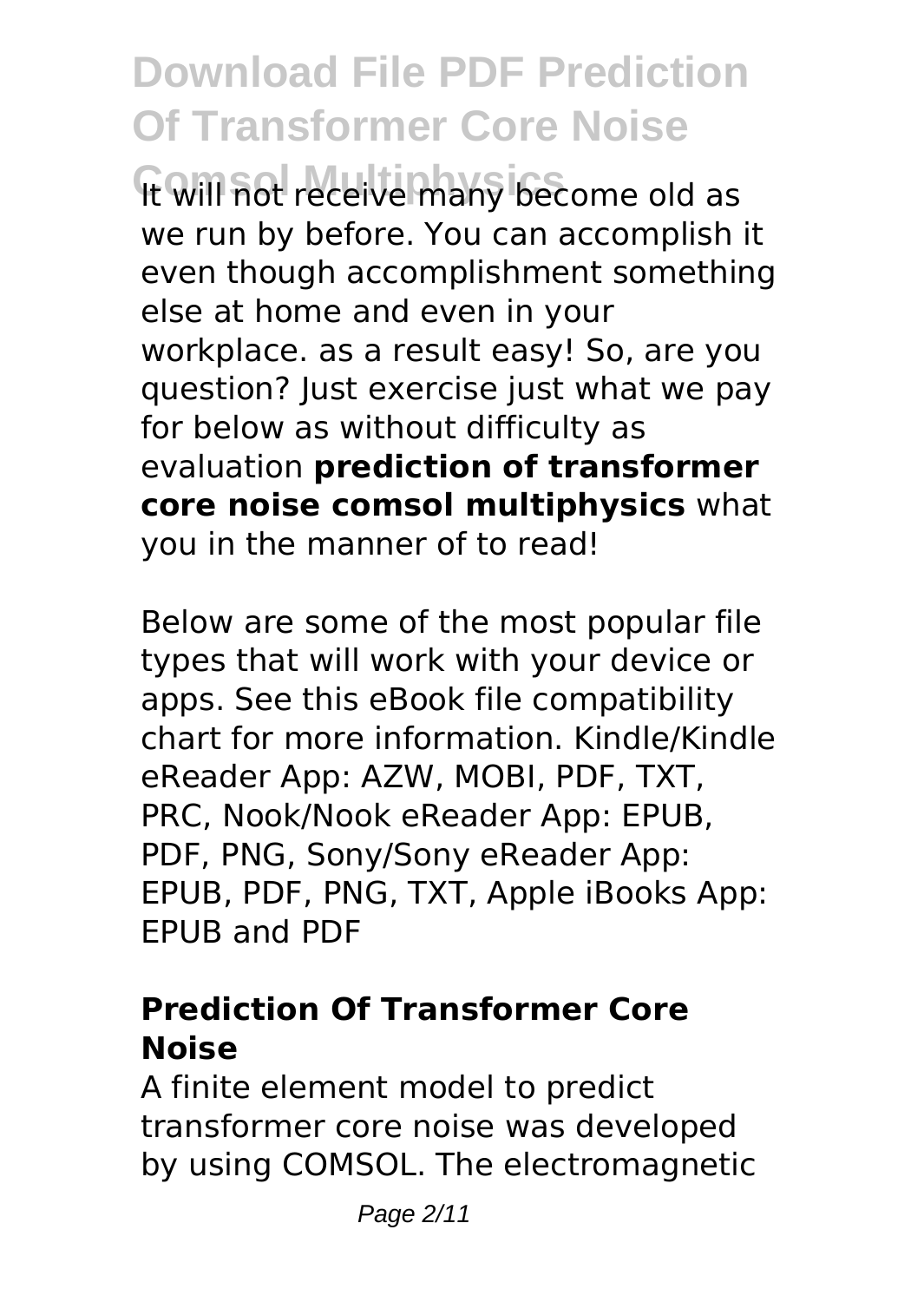It will not receive many become old as we run by before. You can accomplish it even though accomplishment something else at home and even in your workplace. as a result easy! So, are you question? Just exercise just what we pay for below as without difficulty as evaluation **prediction of transformer core noise comsol multiphysics** what you in the manner of to read!

Below are some of the most popular file types that will work with your device or apps. See this eBook file compatibility chart for more information. Kindle/Kindle eReader App: AZW, MOBI, PDF, TXT, PRC, Nook/Nook eReader App: EPUB, PDF, PNG, Sony/Sony eReader App: EPUB, PDF, PNG, TXT, Apple iBooks App: EPUB and PDF

### Prediction Of Transformer Core Noise

A finite element model to predict transformer core noise was developed by using COMSOL. The electromagnetic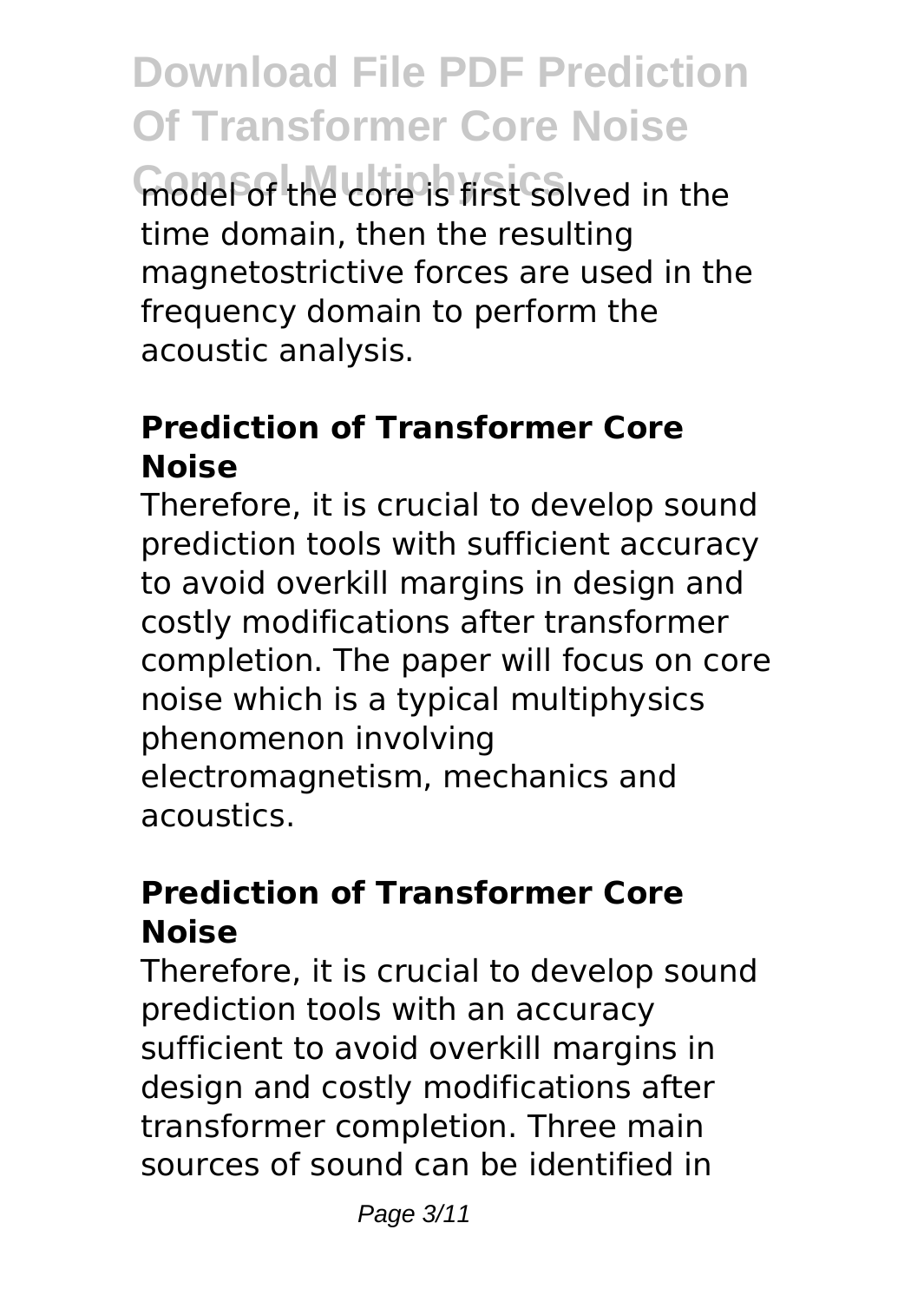model of the core is first solved in the time domain, then the resulting magnetostrictive forces are used in the frequency domain to perform the acoustic analysis.

## Prediction of Transformer Core Noise

Therefore, it is crucial to develop sound prediction tools with sufficient accuracy to avoid overkill margins in design and costly modifications after transformer completion. The paper will focus on core noise which is a typical multiphysics phenomenon involving electromagnetism, mechanics and acoustics.

## Prediction of Transformer Core Noise

Therefore, it is crucial to develop sound prediction tools with an accuracy sufficient to avoid overkill margins in design and costly modifications after transformer completion. Three main sources of sound can be identified in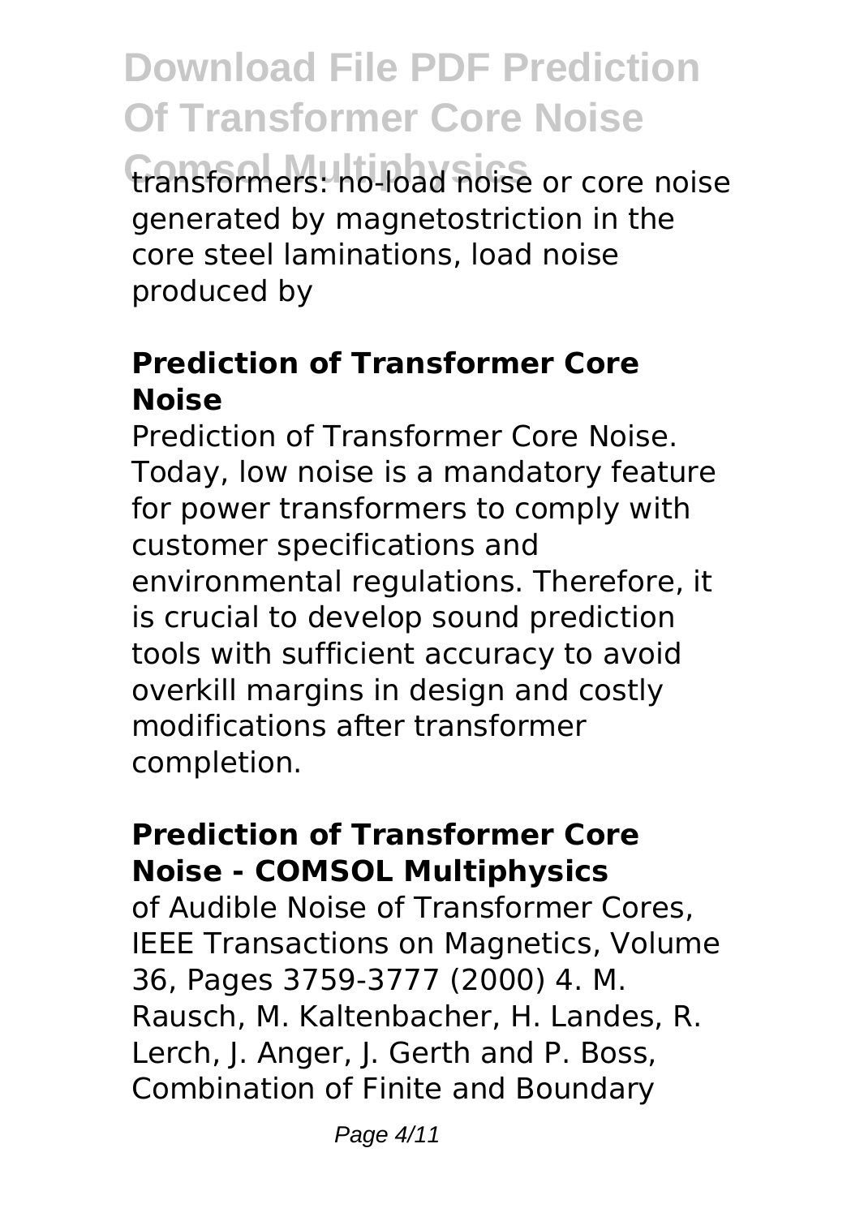transformers: no-load noise or core noise generated by magnetostriction in the core steel laminations, load noise produced by

### Prediction of Transformer Core Noise

Prediction of Transformer Core Noise. Today, low noise is a mandatory feature for power transformers to comply with customer specifications and environmental regulations. Therefore, it is crucial to develop sound prediction tools with sufficient accuracy to avoid overkill margins in design and costly modifications after transformer completion.

### Prediction of Transformer Core Noise - COMSOL Multiphysics

of Audible Noise of Transformer Cores, IEEE Transactions on Magnetics, Volume 36, Pages 3759-3777 (2000) 4. M. Rausch, M. Kaltenbacher, H. Landes, R. Lerch, J. Anger, J. Gerth and P. Boss, Combination of Finite and Boundary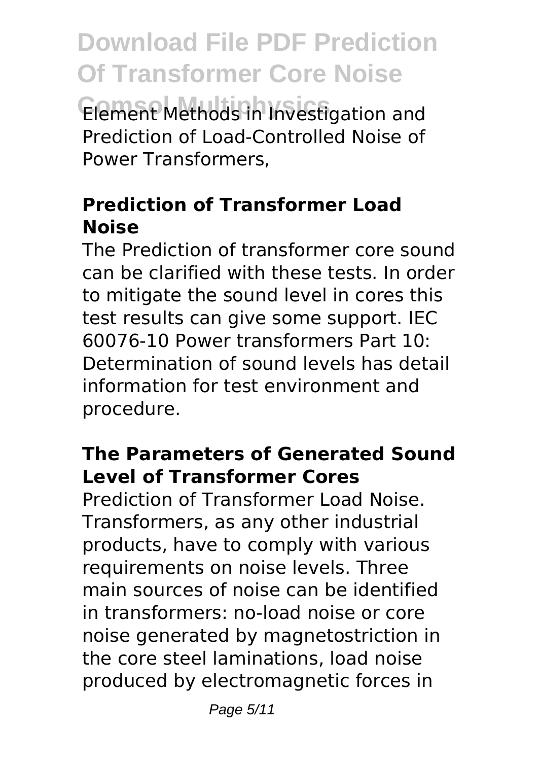Element Methods in Investigation and Prediction of Load-Controlled Noise of Power Transformers,

### Prediction of Transformer Load Noise

The Prediction of transformer core sound can be clarified with these tests. In order to mitigate the sound level in cores this test results can give some support. IEC 60076-10 Power transformers Part 10: Determination of sound levels has detail information for test environment and procedure.

### The Parameters of Generated Sound Level of Transformer Cores

Prediction of Transformer Load Noise. Transformers, as any other industrial products, have to comply with various requirements on noise levels. Three main sources of noise can be identified in transformers: no-load noise or core noise generated by magnetostriction in the core steel laminations, load noise produced by electromagnetic forces in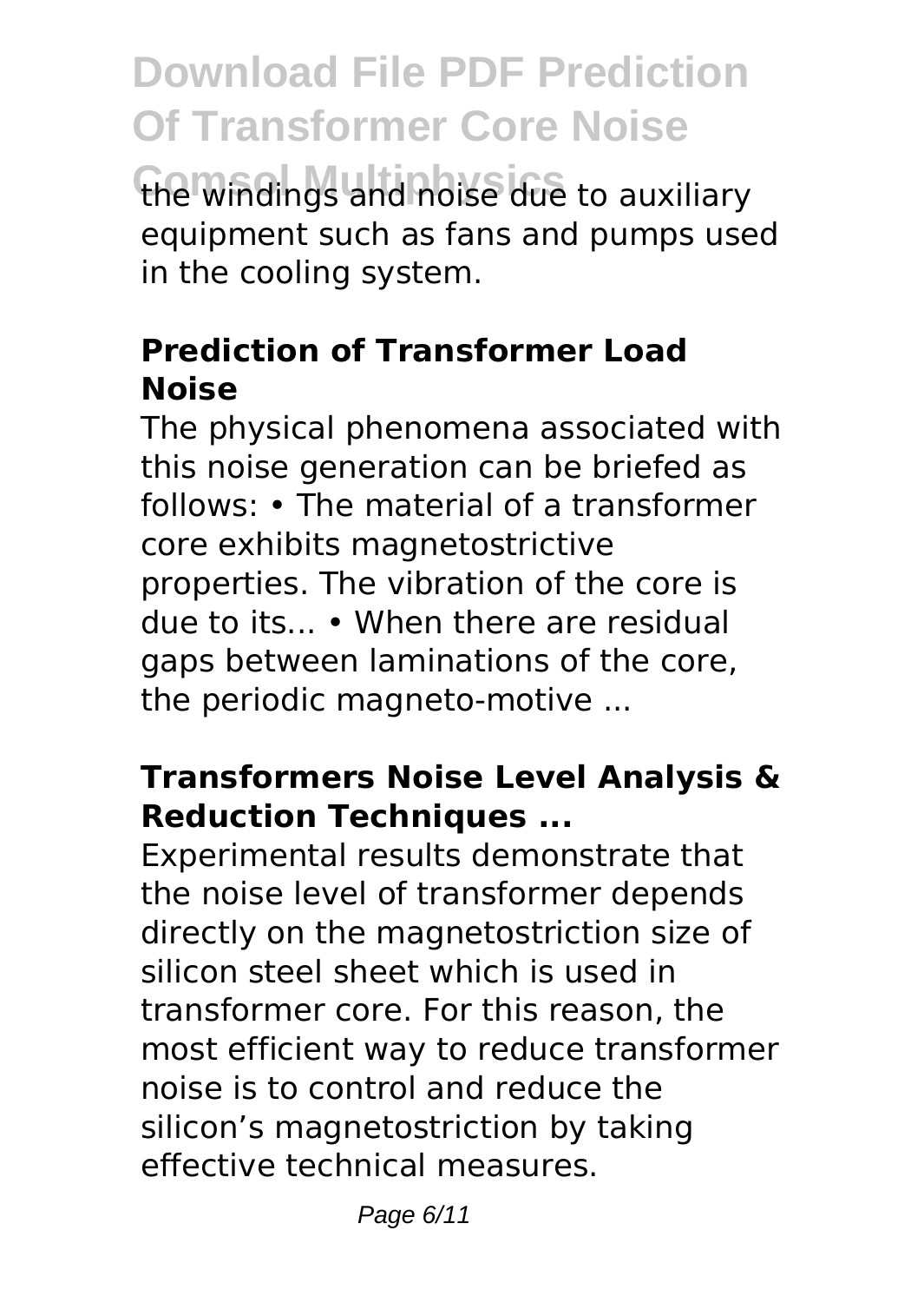the windings and noise due to auxiliary equipment such as fans and pumps used in the cooling system.

## Prediction of Transformer Load Noise

The physical phenomena associated with this noise generation can be briefed as follows: • The material of a transformer core exhibits magnetostrictive properties. The vibration of the core is due to its... • When there are residual gaps between laminations of the core, the periodic magneto-motive ...

## Transformers Noise Level Analysis & Reduction Techniques ...

Experimental results demonstrate that the noise level of transformer depends directly on the magnetostriction size of silicon steel sheet which is used in transformer core. For this reason, the most efficient way to reduce transformer noise is to control and reduce the silicon's magnetostriction by taking effective technical measures.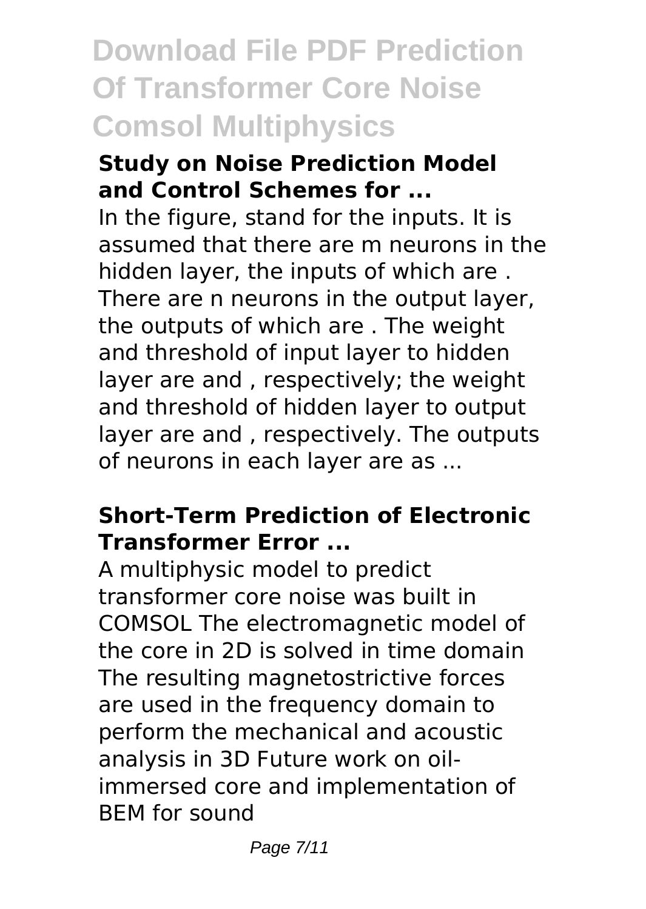## Study on Noise Prediction Model and Control Schemes for ...

In the figure, stand for the inputs. It is assumed that there are m neurons in the hidden layer, the inputs of which are . There are n neurons in the output layer, the outputs of which are . The weight and threshold of input layer to hidden layer are and , respectively; the weight and threshold of hidden layer to output layer are and , respectively. The outputs of neurons in each layer are as ...

## Short-Term Prediction of Electronic Transformer Error ...

A multiphysic model to predict transformer core noise was built in COMSOL The electromagnetic model of the core in 2D is solved in time domain The resulting magnetostrictive forces are used in the frequency domain to perform the mechanical and acoustic analysis in 3D Future work on oil-immersed core and implementation of BEM for sound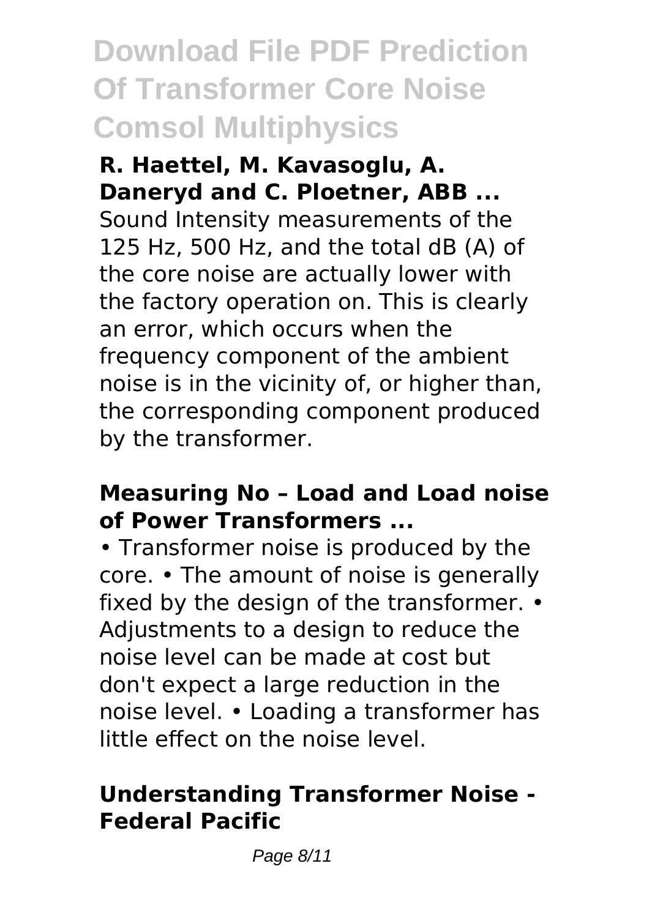### R. Haettel, M. Kavasoglu, A. Daneryd and C. Ploetner, ABB ...

Sound Intensity measurements of the 125 Hz, 500 Hz, and the total dB (A) of the core noise are actually lower with the factory operation on. This is clearly an error, which occurs when the frequency component of the ambient noise is in the vicinity of, or higher than, the corresponding component produced by the transformer.

### Measuring No – Load and Load noise of Power Transformers ...

• Transformer noise is produced by the core. • The amount of noise is generally fixed by the design of the transformer. • Adjustments to a design to reduce the noise level can be made at cost but don't expect a large reduction in the noise level. • Loading a transformer has little effect on the noise level.

### Understanding Transformer Noise - Federal Pacific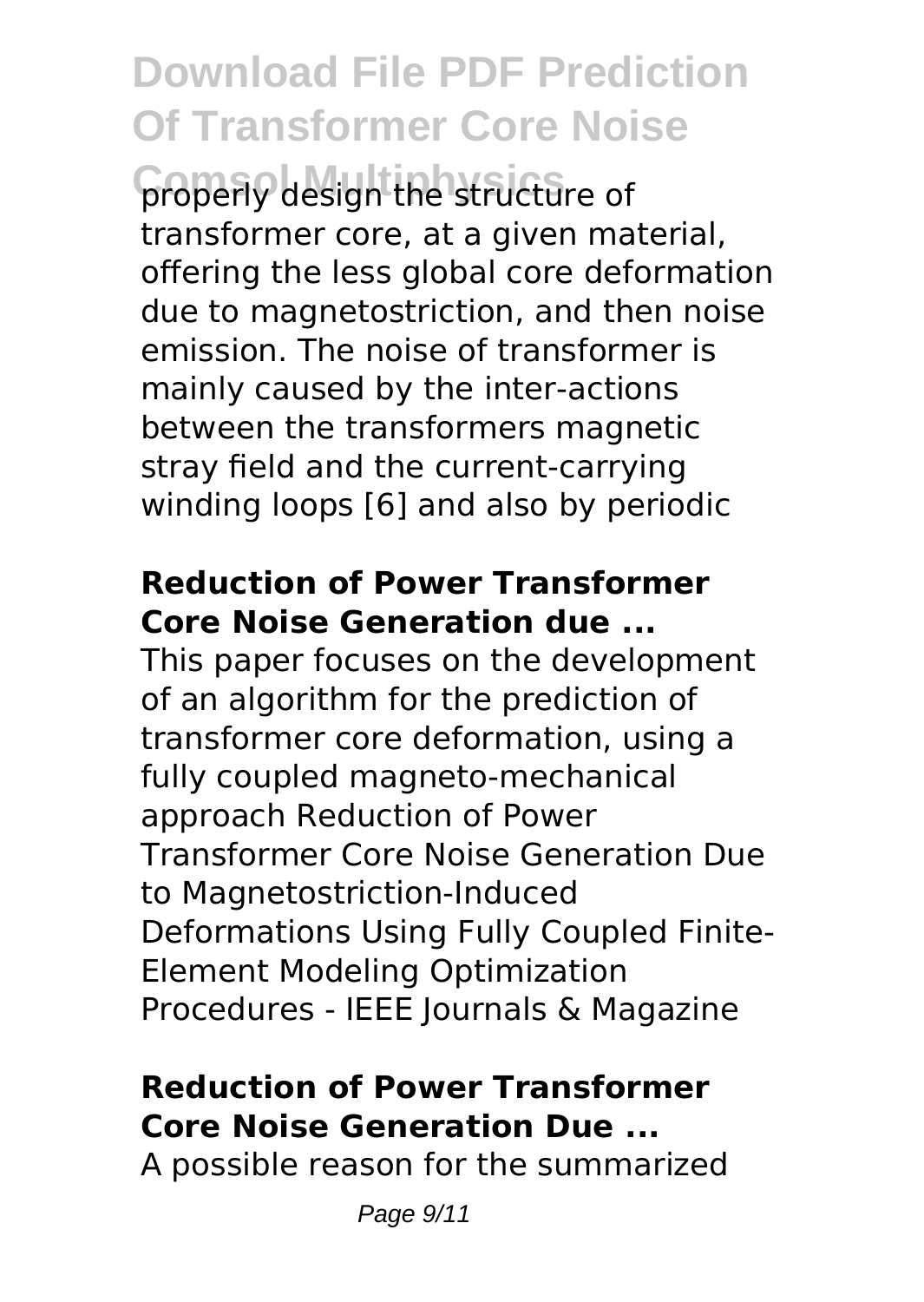properly design the structure of transformer core, at a given material, offering the less global core deformation due to magnetostriction, and then noise emission. The noise of transformer is mainly caused by the inter-actions between the transformers magnetic stray field and the current-carrying winding loops [6] and also by periodic

## Reduction of Power Transformer Core Noise Generation due ...

This paper focuses on the development of an algorithm for the prediction of transformer core deformation, using a fully coupled magneto-mechanical approach Reduction of Power Transformer Core Noise Generation Due to Magnetostriction-Induced Deformations Using Fully Coupled Finite-Element Modeling Optimization Procedures - IEEE Journals & Magazine

## Reduction of Power Transformer Core Noise Generation Due ...

A possible reason for the summarized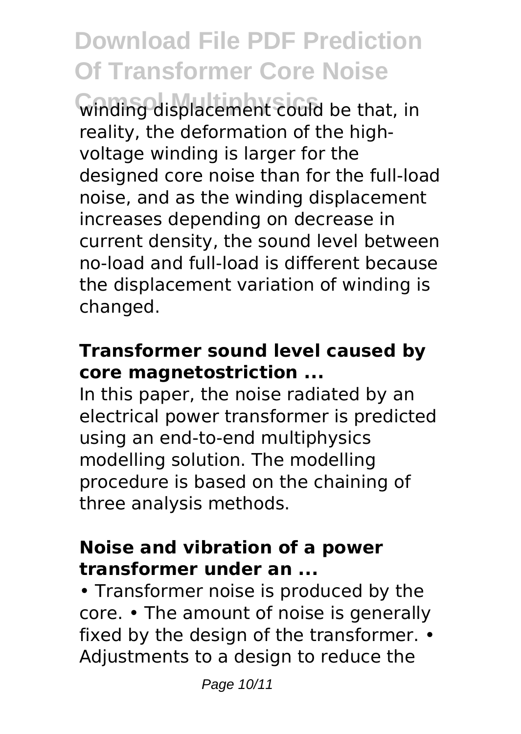winding displacement could be that, in reality, the deformation of the high-voltage winding is larger for the designed core noise than for the full-load noise, and as the winding displacement increases depending on decrease in current density, the sound level between no-load and full-load is different because the displacement variation of winding is changed.

**Transformer sound level caused by core magnetostriction ...**

In this paper, the noise radiated by an electrical power transformer is predicted using an end-to-end multiphysics modelling solution. The modelling procedure is based on the chaining of three analysis methods.

**Noise and vibration of a power transformer under an ...**

• Transformer noise is produced by the core. • The amount of noise is generally fixed by the design of the transformer. • Adjustments to a design to reduce the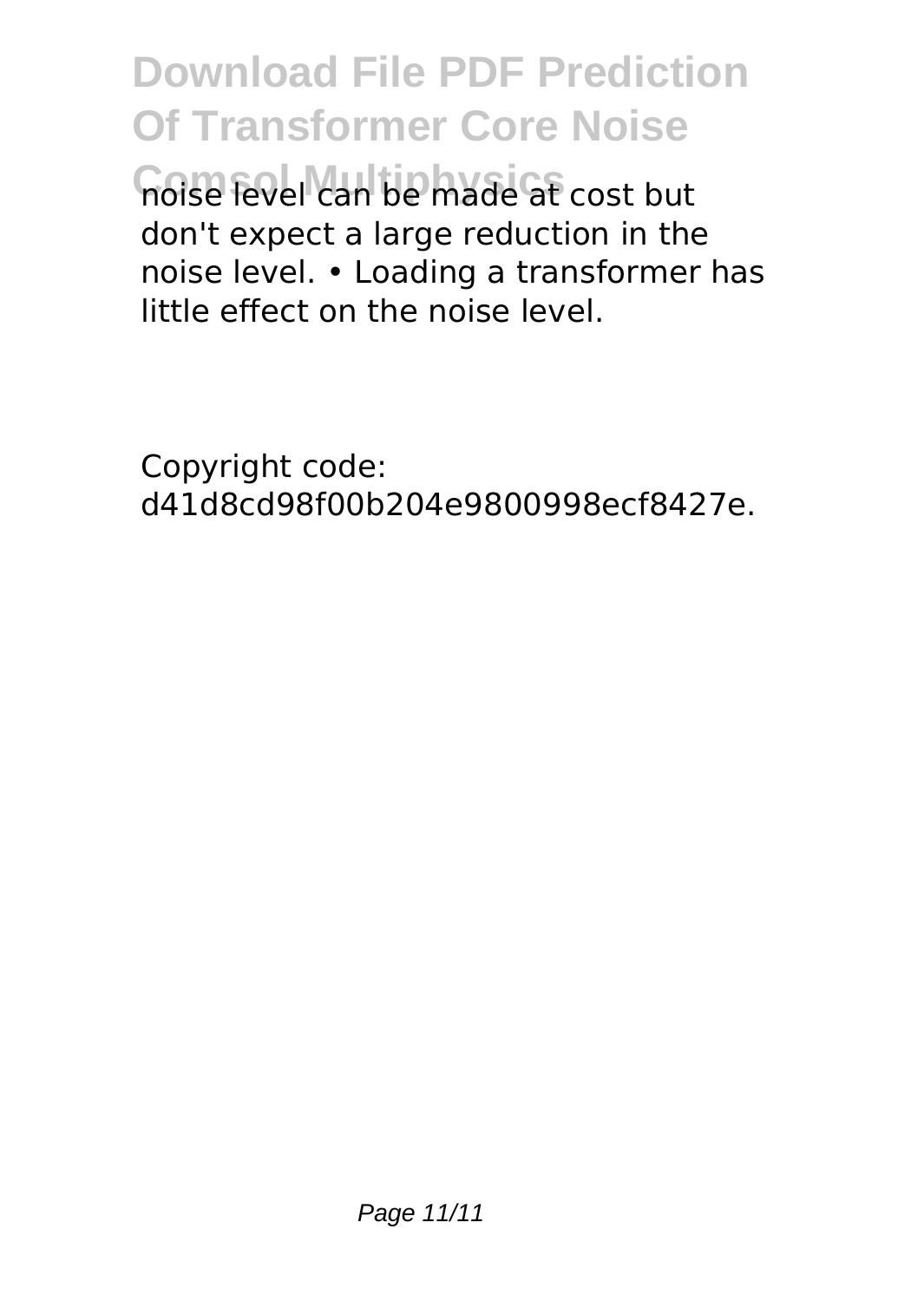noise level can be made at cost but don't expect a large reduction in the noise level. • Loading a transformer has little effect on the noise level.

Copyright code: d41d8cd98f00b204e9800998ecf8427e.